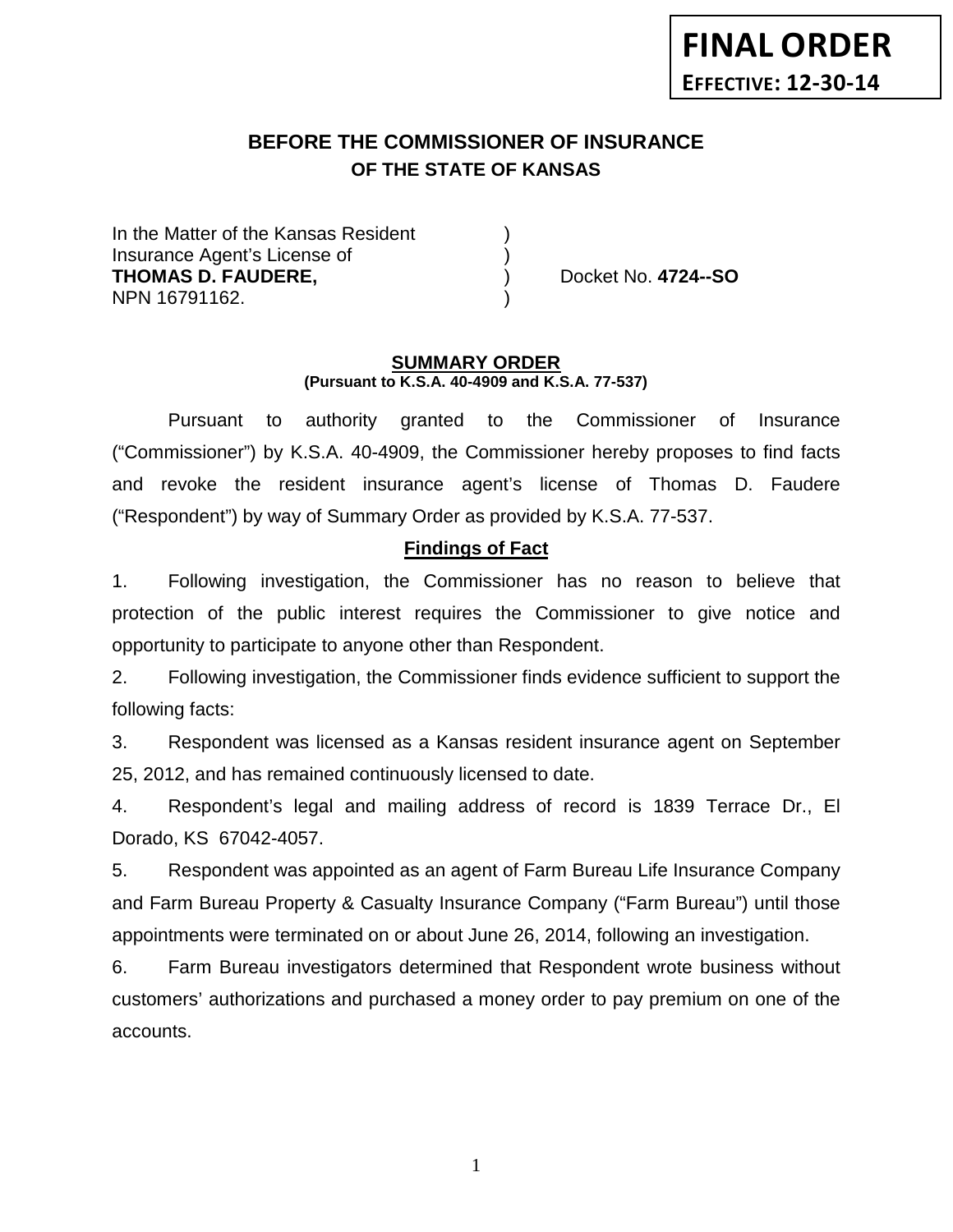**FINAL ORDER**
**EFFECTIVE: 12-30-14**

# BEFORE THE COMMISSIONER OF INSURANCE
## OF THE STATE OF KANSAS

In the Matter of the Kansas Resident )
Insurance Agent's License of )
**THOMAS D. FAUDERE,** ) Docket No. **4724--SO**
NPN 16791162. )

**SUMMARY ORDER**
**(Pursuant to K.S.A. 40-4909 and K.S.A. 77-537)**

Pursuant to authority granted to the Commissioner of Insurance ("Commissioner") by K.S.A. 40-4909, the Commissioner hereby proposes to find facts and revoke the resident insurance agent's license of Thomas D. Faudere ("Respondent") by way of Summary Order as provided by K.S.A. 77-537.

**Findings of Fact**

1. Following investigation, the Commissioner has no reason to believe that protection of the public interest requires the Commissioner to give notice and opportunity to participate to anyone other than Respondent.

2. Following investigation, the Commissioner finds evidence sufficient to support the following facts:

3. Respondent was licensed as a Kansas resident insurance agent on September 25, 2012, and has remained continuously licensed to date.

4. Respondent's legal and mailing address of record is 1839 Terrace Dr., El Dorado, KS 67042-4057.

5. Respondent was appointed as an agent of Farm Bureau Life Insurance Company and Farm Bureau Property & Casualty Insurance Company ("Farm Bureau") until those appointments were terminated on or about June 26, 2014, following an investigation.

6. Farm Bureau investigators determined that Respondent wrote business without customers' authorizations and purchased a money order to pay premium on one of the accounts.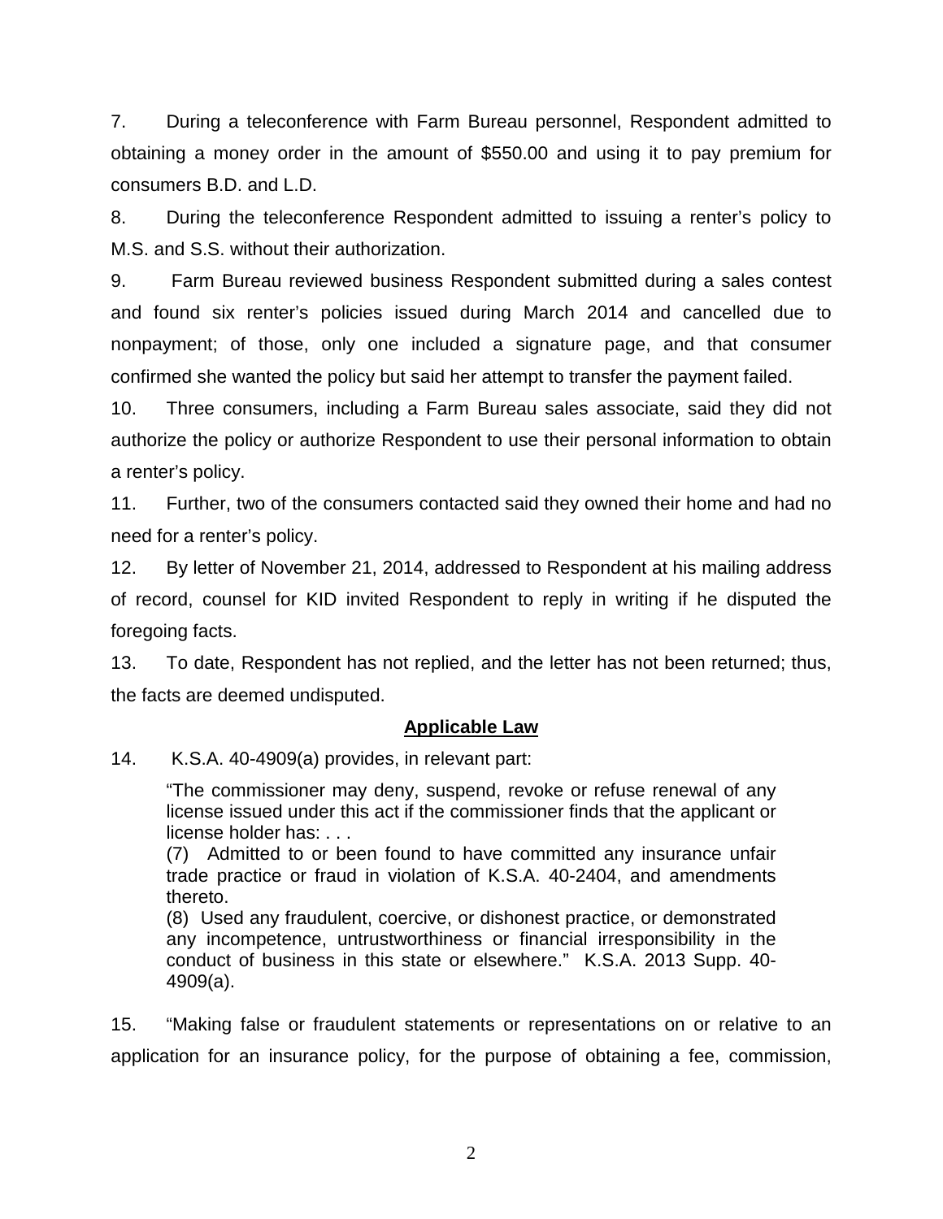7. During a teleconference with Farm Bureau personnel, Respondent admitted to obtaining a money order in the amount of $550.00 and using it to pay premium for consumers B.D. and L.D.

8. During the teleconference Respondent admitted to issuing a renter's policy to M.S. and S.S. without their authorization.

9. Farm Bureau reviewed business Respondent submitted during a sales contest and found six renter's policies issued during March 2014 and cancelled due to nonpayment; of those, only one included a signature page, and that consumer confirmed she wanted the policy but said her attempt to transfer the payment failed.

10. Three consumers, including a Farm Bureau sales associate, said they did not authorize the policy or authorize Respondent to use their personal information to obtain a renter's policy.

11. Further, two of the consumers contacted said they owned their home and had no need for a renter's policy.

12. By letter of November 21, 2014, addressed to Respondent at his mailing address of record, counsel for KID invited Respondent to reply in writing if he disputed the foregoing facts.

13. To date, Respondent has not replied, and the letter has not been returned; thus, the facts are deemed undisputed.

## **Applicable Law**

14. K.S.A. 40-4909(a) provides, in relevant part:

> "The commissioner may deny, suspend, revoke or refuse renewal of any license issued under this act if the commissioner finds that the applicant or license holder has: . . .
>
> (7) Admitted to or been found to have committed any insurance unfair trade practice or fraud in violation of K.S.A. 40-2404, and amendments thereto.
>
> (8) Used any fraudulent, coercive, or dishonest practice, or demonstrated any incompetence, untrustworthiness or financial irresponsibility in the conduct of business in this state or elsewhere." K.S.A. 2013 Supp. 40-4909(a).

15. "Making false or fraudulent statements or representations on or relative to an application for an insurance policy, for the purpose of obtaining a fee, commission,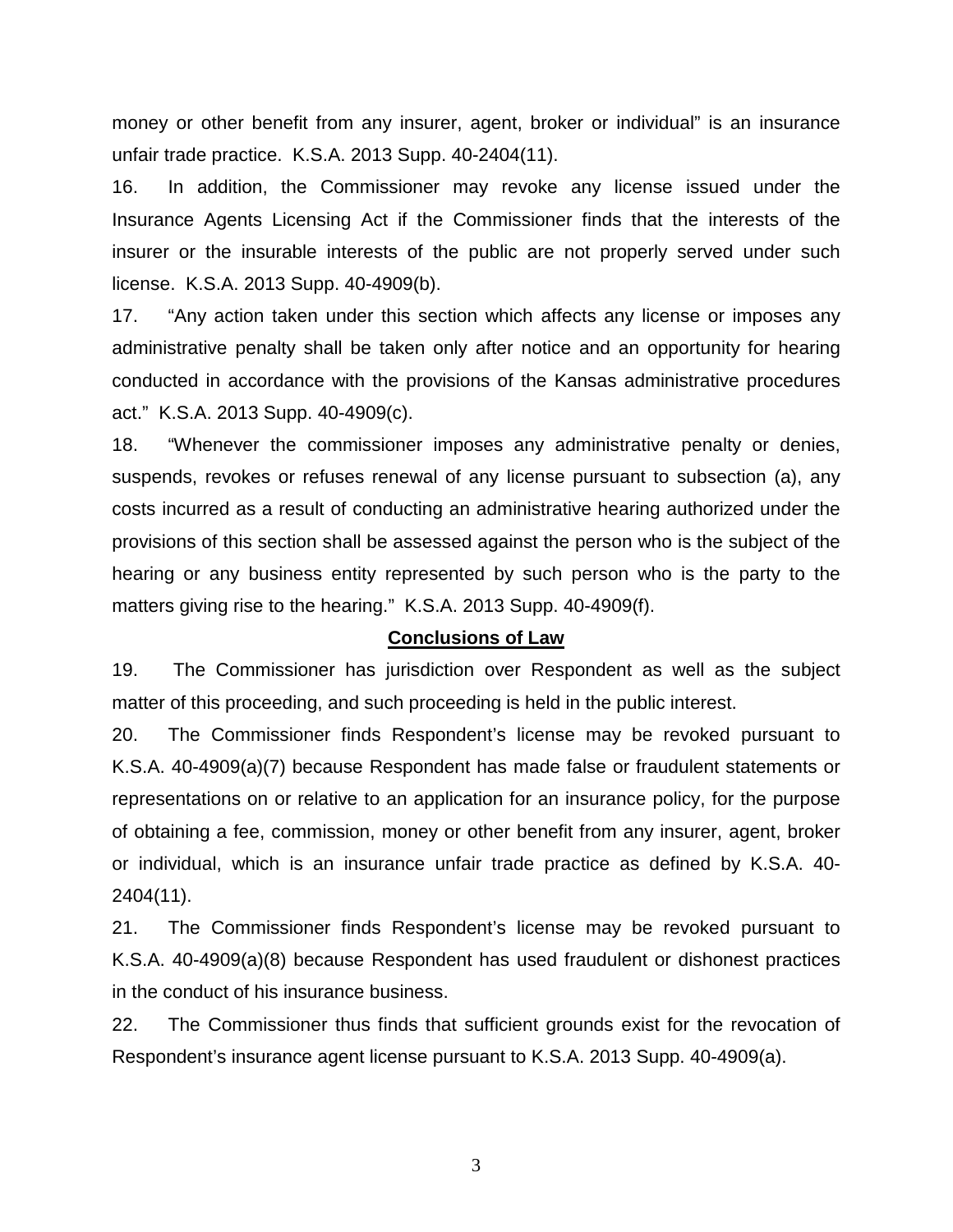money or other benefit from any insurer, agent, broker or individual" is an insurance unfair trade practice. K.S.A. 2013 Supp. 40-2404(11).

16. In addition, the Commissioner may revoke any license issued under the Insurance Agents Licensing Act if the Commissioner finds that the interests of the insurer or the insurable interests of the public are not properly served under such license. K.S.A. 2013 Supp. 40-4909(b).

17. "Any action taken under this section which affects any license or imposes any administrative penalty shall be taken only after notice and an opportunity for hearing conducted in accordance with the provisions of the Kansas administrative procedures act." K.S.A. 2013 Supp. 40-4909(c).

18. "Whenever the commissioner imposes any administrative penalty or denies, suspends, revokes or refuses renewal of any license pursuant to subsection (a), any costs incurred as a result of conducting an administrative hearing authorized under the provisions of this section shall be assessed against the person who is the subject of the hearing or any business entity represented by such person who is the party to the matters giving rise to the hearing." K.S.A. 2013 Supp. 40-4909(f).

## Conclusions of Law

19. The Commissioner has jurisdiction over Respondent as well as the subject matter of this proceeding, and such proceeding is held in the public interest.

20. The Commissioner finds Respondent's license may be revoked pursuant to K.S.A. 40-4909(a)(7) because Respondent has made false or fraudulent statements or representations on or relative to an application for an insurance policy, for the purpose of obtaining a fee, commission, money or other benefit from any insurer, agent, broker or individual, which is an insurance unfair trade practice as defined by K.S.A. 40-2404(11).

21. The Commissioner finds Respondent's license may be revoked pursuant to K.S.A. 40-4909(a)(8) because Respondent has used fraudulent or dishonest practices in the conduct of his insurance business.

22. The Commissioner thus finds that sufficient grounds exist for the revocation of Respondent's insurance agent license pursuant to K.S.A. 2013 Supp. 40-4909(a).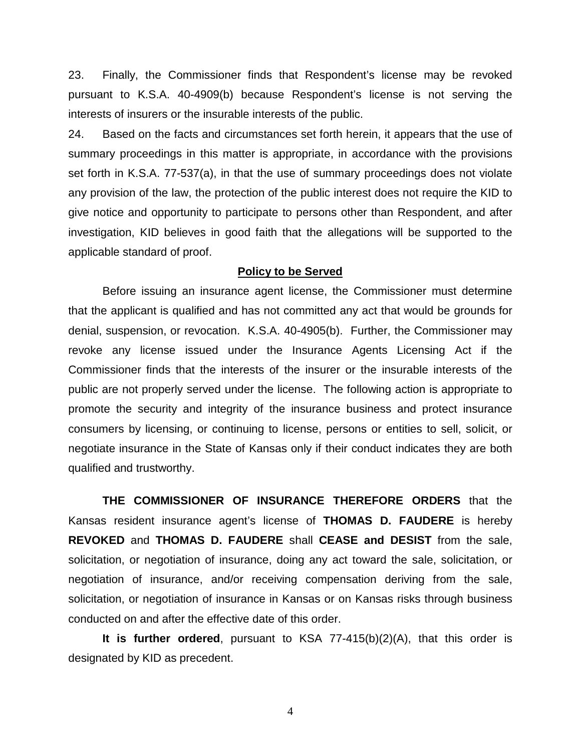23. Finally, the Commissioner finds that Respondent's license may be revoked pursuant to K.S.A. 40-4909(b) because Respondent's license is not serving the interests of insurers or the insurable interests of the public.

24. Based on the facts and circumstances set forth herein, it appears that the use of summary proceedings in this matter is appropriate, in accordance with the provisions set forth in K.S.A. 77-537(a), in that the use of summary proceedings does not violate any provision of the law, the protection of the public interest does not require the KID to give notice and opportunity to participate to persons other than Respondent, and after investigation, KID believes in good faith that the allegations will be supported to the applicable standard of proof.

## Policy to be Served

Before issuing an insurance agent license, the Commissioner must determine that the applicant is qualified and has not committed any act that would be grounds for denial, suspension, or revocation. K.S.A. 40-4905(b). Further, the Commissioner may revoke any license issued under the Insurance Agents Licensing Act if the Commissioner finds that the interests of the insurer or the insurable interests of the public are not properly served under the license. The following action is appropriate to promote the security and integrity of the insurance business and protect insurance consumers by licensing, or continuing to license, persons or entities to sell, solicit, or negotiate insurance in the State of Kansas only if their conduct indicates they are both qualified and trustworthy.

**THE COMMISSIONER OF INSURANCE THEREFORE ORDERS** that the Kansas resident insurance agent's license of **THOMAS D. FAUDERE** is hereby **REVOKED** and **THOMAS D. FAUDERE** shall **CEASE and DESIST** from the sale, solicitation, or negotiation of insurance, doing any act toward the sale, solicitation, or negotiation of insurance, and/or receiving compensation deriving from the sale, solicitation, or negotiation of insurance in Kansas or on Kansas risks through business conducted on and after the effective date of this order.

**It is further ordered**, pursuant to KSA 77-415(b)(2)(A), that this order is designated by KID as precedent.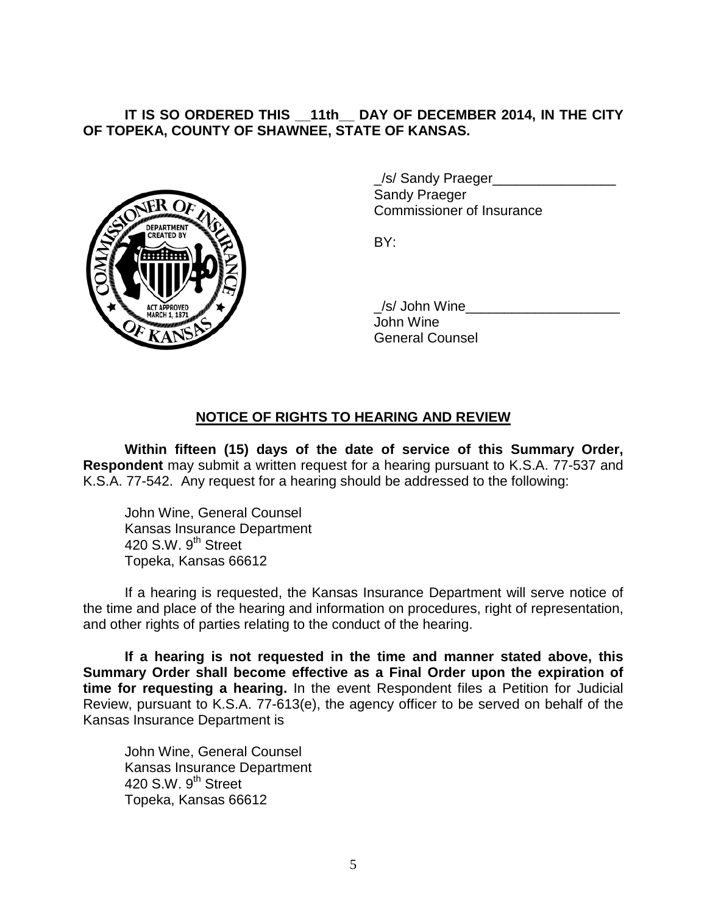**IT IS SO ORDERED THIS __11th__ DAY OF DECEMBER 2014, IN THE CITY OF TOPEKA, COUNTY OF SHAWNEE, STATE OF KANSAS.**

_/s/ Sandy Praeger________________
Sandy Praeger
Commissioner of Insurance

BY:

_/s/ John Wine____________________
John Wine
General Counsel

## NOTICE OF RIGHTS TO HEARING AND REVIEW

**Within fifteen (15) days of the date of service of this Summary Order, Respondent** may submit a written request for a hearing pursuant to K.S.A. 77-537 and K.S.A. 77-542. Any request for a hearing should be addressed to the following:

John Wine, General Counsel
Kansas Insurance Department
420 S.W. 9th Street
Topeka, Kansas 66612

If a hearing is requested, the Kansas Insurance Department will serve notice of the time and place of the hearing and information on procedures, right of representation, and other rights of parties relating to the conduct of the hearing.

**If a hearing is not requested in the time and manner stated above, this Summary Order shall become effective as a Final Order upon the expiration of time for requesting a hearing.** In the event Respondent files a Petition for Judicial Review, pursuant to K.S.A. 77-613(e), the agency officer to be served on behalf of the Kansas Insurance Department is

John Wine, General Counsel
Kansas Insurance Department
420 S.W. 9th Street
Topeka, Kansas 66612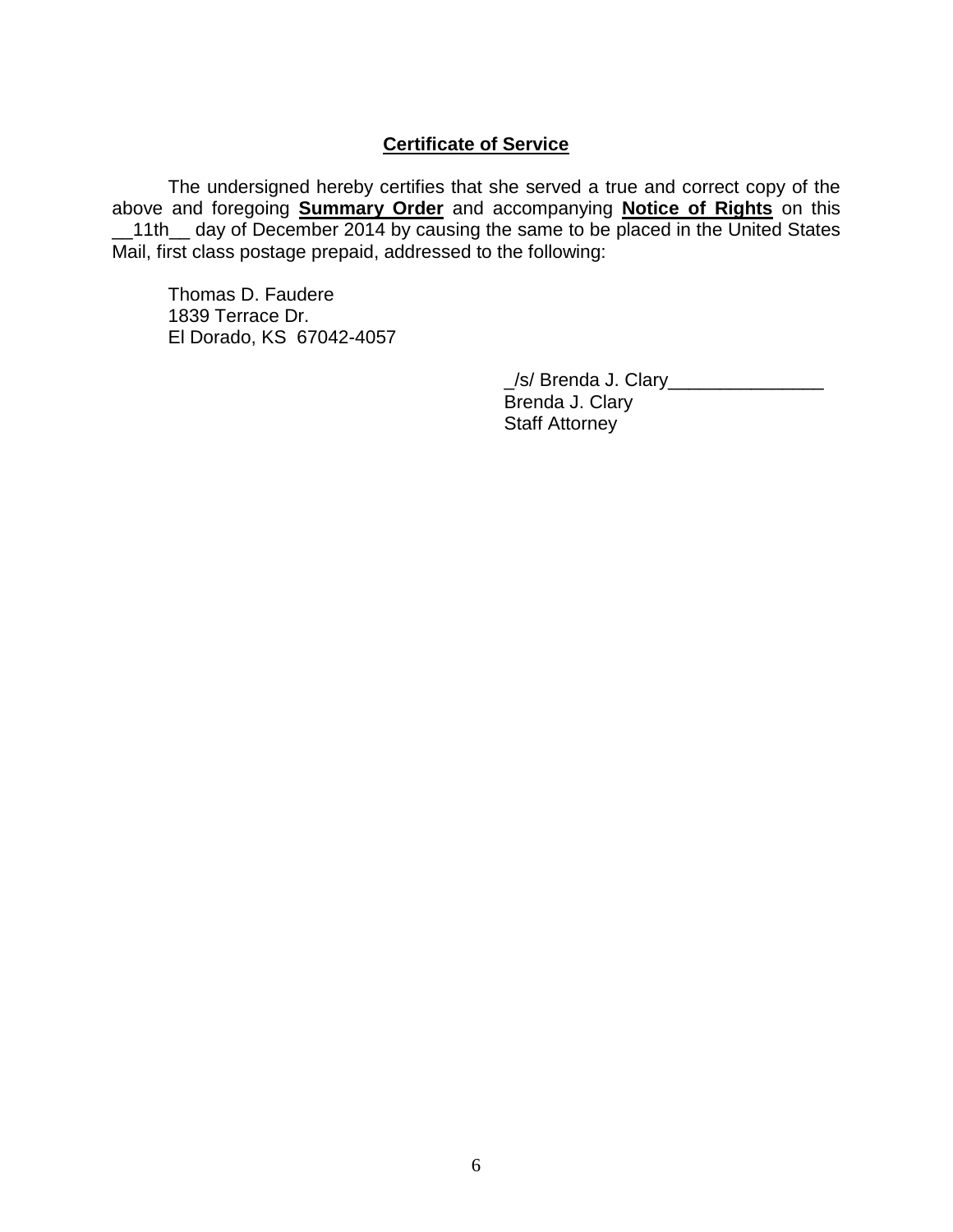**Certificate of Service**

The undersigned hereby certifies that she served a true and correct copy of the above and foregoing **Summary Order** and accompanying **Notice of Rights** on this __11th__ day of December 2014 by causing the same to be placed in the United States Mail, first class postage prepaid, addressed to the following:

Thomas D. Faudere
1839 Terrace Dr.
El Dorado, KS 67042-4057

_/s/ Brenda J. Clary_______________
Brenda J. Clary
Staff Attorney